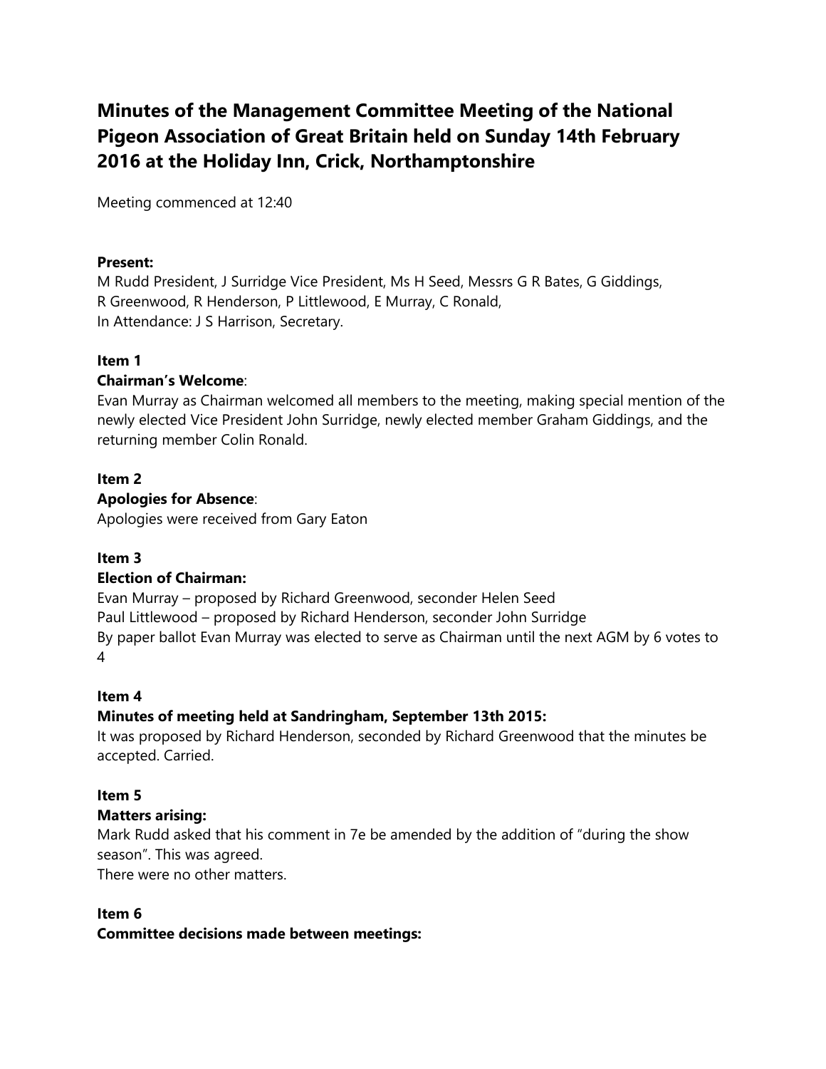# Minutes of the Management Committee Meeting of the National Pigeon Association of Great Britain held on Sunday 14th February 2016 at the Holiday Inn, Crick, Northamptonshire

Meeting commenced at 12:40

**Present:**
M Rudd President, J Surridge Vice President, Ms H Seed, Messrs G R Bates, G Giddings, R Greenwood, R Henderson, P Littlewood, E Murray, C Ronald,
In Attendance: J S Harrison, Secretary.

**Item 1**
**Chairman's Welcome**:
Evan Murray as Chairman welcomed all members to the meeting, making special mention of the newly elected Vice President John Surridge, newly elected member Graham Giddings, and the returning member Colin Ronald.

**Item 2**
**Apologies for Absence**:
Apologies were received from Gary Eaton

**Item 3**
**Election of Chairman:**
Evan Murray – proposed by Richard Greenwood, seconder Helen Seed
Paul Littlewood – proposed by Richard Henderson, seconder John Surridge
By paper ballot Evan Murray was elected to serve as Chairman until the next AGM by 6 votes to 4

**Item 4**
**Minutes of meeting held at Sandringham, September 13th 2015:**
It was proposed by Richard Henderson, seconded by Richard Greenwood that the minutes be accepted. Carried.

**Item 5**
**Matters arising:**
Mark Rudd asked that his comment in 7e be amended by the addition of "during the show season". This was agreed.
There were no other matters.

**Item 6**
**Committee decisions made between meetings:**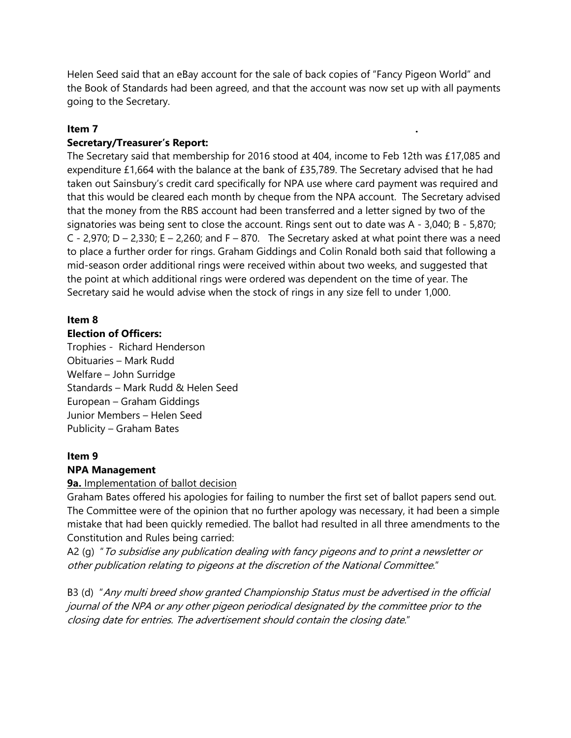Helen Seed said that an eBay account for the sale of back copies of "Fancy Pigeon World" and the Book of Standards had been agreed, and that the account was now set up with all payments going to the Secretary.

**Item 7** **.**

**Secretary/Treasurer's Report:**

The Secretary said that membership for 2016 stood at 404, income to Feb 12th was £17,085 and expenditure £1,664 with the balance at the bank of £35,789. The Secretary advised that he had taken out Sainsbury's credit card specifically for NPA use where card payment was required and that this would be cleared each month by cheque from the NPA account. The Secretary advised that the money from the RBS account had been transferred and a letter signed by two of the signatories was being sent to close the account. Rings sent out to date was A - 3,040; B - 5,870; C - 2,970; D – 2,330; E – 2,260; and F – 870. The Secretary asked at what point there was a need to place a further order for rings. Graham Giddings and Colin Ronald both said that following a mid-season order additional rings were received within about two weeks, and suggested that the point at which additional rings were ordered was dependent on the time of year. The Secretary said he would advise when the stock of rings in any size fell to under 1,000.

**Item 8**

**Election of Officers:**

Trophies - Richard Henderson
Obituaries – Mark Rudd
Welfare – John Surridge
Standards – Mark Rudd & Helen Seed
European – Graham Giddings
Junior Members – Helen Seed
Publicity – Graham Bates

**Item 9**

**NPA Management**

**9a.** Implementation of ballot decision

Graham Bates offered his apologies for failing to number the first set of ballot papers send out. The Committee were of the opinion that no further apology was necessary, it had been a simple mistake that had been quickly remedied. The ballot had resulted in all three amendments to the Constitution and Rules being carried:

A2 (g) "*To subsidise any publication dealing with fancy pigeons and to print a newsletter or other publication relating to pigeons at the discretion of the National Committee*."

B3 (d) "*Any multi breed show granted Championship Status must be advertised in the official journal of the NPA or any other pigeon periodical designated by the committee prior to the closing date for entries. The advertisement should contain the closing date*."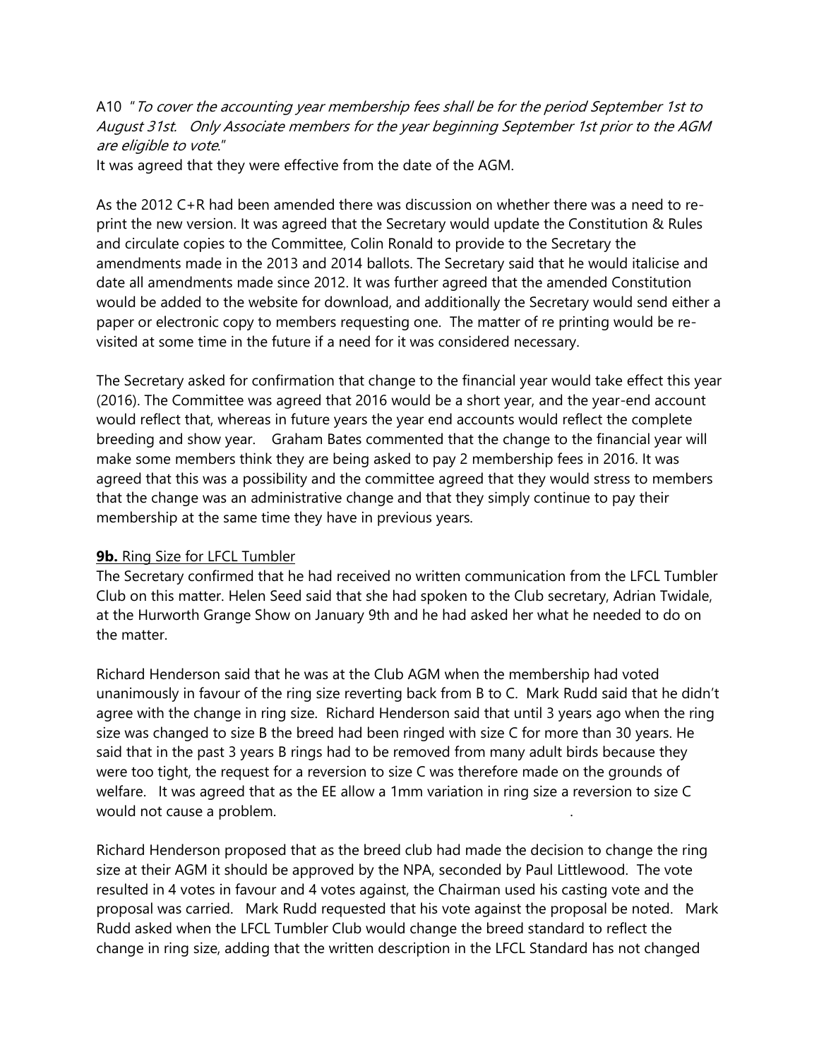A10 "*To cover the accounting year membership fees shall be for the period September 1st to August 31st. Only Associate members for the year beginning September 1st prior to the AGM are eligible to vote*."

It was agreed that they were effective from the date of the AGM.

As the 2012 C+R had been amended there was discussion on whether there was a need to re-print the new version. It was agreed that the Secretary would update the Constitution & Rules and circulate copies to the Committee, Colin Ronald to provide to the Secretary the amendments made in the 2013 and 2014 ballots. The Secretary said that he would italicise and date all amendments made since 2012. It was further agreed that the amended Constitution would be added to the website for download, and additionally the Secretary would send either a paper or electronic copy to members requesting one. The matter of re printing would be re-visited at some time in the future if a need for it was considered necessary.

The Secretary asked for confirmation that change to the financial year would take effect this year (2016). The Committee was agreed that 2016 would be a short year, and the year-end account would reflect that, whereas in future years the year end accounts would reflect the complete breeding and show year. Graham Bates commented that the change to the financial year will make some members think they are being asked to pay 2 membership fees in 2016. It was agreed that this was a possibility and the committee agreed that they would stress to members that the change was an administrative change and that they simply continue to pay their membership at the same time they have in previous years.

**9b.** Ring Size for LFCL Tumbler

The Secretary confirmed that he had received no written communication from the LFCL Tumbler Club on this matter. Helen Seed said that she had spoken to the Club secretary, Adrian Twidale, at the Hurworth Grange Show on January 9th and he had asked her what he needed to do on the matter.

Richard Henderson said that he was at the Club AGM when the membership had voted unanimously in favour of the ring size reverting back from B to C. Mark Rudd said that he didn't agree with the change in ring size. Richard Henderson said that until 3 years ago when the ring size was changed to size B the breed had been ringed with size C for more than 30 years. He said that in the past 3 years B rings had to be removed from many adult birds because they were too tight, the request for a reversion to size C was therefore made on the grounds of welfare. It was agreed that as the EE allow a 1mm variation in ring size a reversion to size C would not cause a problem.

Richard Henderson proposed that as the breed club had made the decision to change the ring size at their AGM it should be approved by the NPA, seconded by Paul Littlewood. The vote resulted in 4 votes in favour and 4 votes against, the Chairman used his casting vote and the proposal was carried. Mark Rudd requested that his vote against the proposal be noted. Mark Rudd asked when the LFCL Tumbler Club would change the breed standard to reflect the change in ring size, adding that the written description in the LFCL Standard has not changed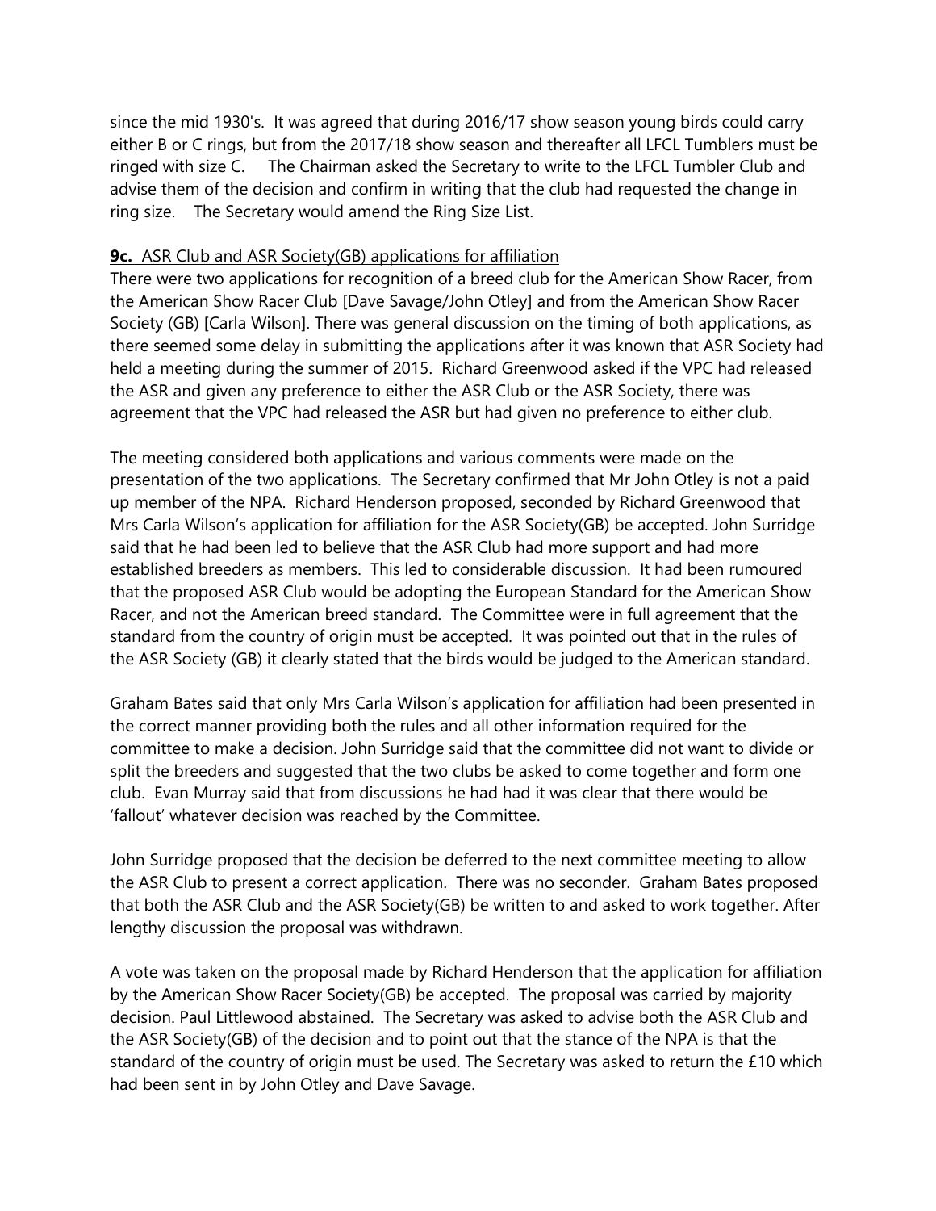since the mid 1930's. It was agreed that during 2016/17 show season young birds could carry either B or C rings, but from the 2017/18 show season and thereafter all LFCL Tumblers must be ringed with size C. The Chairman asked the Secretary to write to the LFCL Tumbler Club and advise them of the decision and confirm in writing that the club had requested the change in ring size. The Secretary would amend the Ring Size List.

**9c.** <u>ASR Club and ASR Society(GB) applications for affiliation</u>

There were two applications for recognition of a breed club for the American Show Racer, from the American Show Racer Club [Dave Savage/John Otley] and from the American Show Racer Society (GB) [Carla Wilson]. There was general discussion on the timing of both applications, as there seemed some delay in submitting the applications after it was known that ASR Society had held a meeting during the summer of 2015. Richard Greenwood asked if the VPC had released the ASR and given any preference to either the ASR Club or the ASR Society, there was agreement that the VPC had released the ASR but had given no preference to either club.

The meeting considered both applications and various comments were made on the presentation of the two applications. The Secretary confirmed that Mr John Otley is not a paid up member of the NPA. Richard Henderson proposed, seconded by Richard Greenwood that Mrs Carla Wilson's application for affiliation for the ASR Society(GB) be accepted. John Surridge said that he had been led to believe that the ASR Club had more support and had more established breeders as members. This led to considerable discussion. It had been rumoured that the proposed ASR Club would be adopting the European Standard for the American Show Racer, and not the American breed standard. The Committee were in full agreement that the standard from the country of origin must be accepted. It was pointed out that in the rules of the ASR Society (GB) it clearly stated that the birds would be judged to the American standard.

Graham Bates said that only Mrs Carla Wilson's application for affiliation had been presented in the correct manner providing both the rules and all other information required for the committee to make a decision. John Surridge said that the committee did not want to divide or split the breeders and suggested that the two clubs be asked to come together and form one club. Evan Murray said that from discussions he had had it was clear that there would be 'fallout' whatever decision was reached by the Committee.

John Surridge proposed that the decision be deferred to the next committee meeting to allow the ASR Club to present a correct application. There was no seconder. Graham Bates proposed that both the ASR Club and the ASR Society(GB) be written to and asked to work together. After lengthy discussion the proposal was withdrawn.

A vote was taken on the proposal made by Richard Henderson that the application for affiliation by the American Show Racer Society(GB) be accepted. The proposal was carried by majority decision. Paul Littlewood abstained. The Secretary was asked to advise both the ASR Club and the ASR Society(GB) of the decision and to point out that the stance of the NPA is that the standard of the country of origin must be used. The Secretary was asked to return the £10 which had been sent in by John Otley and Dave Savage.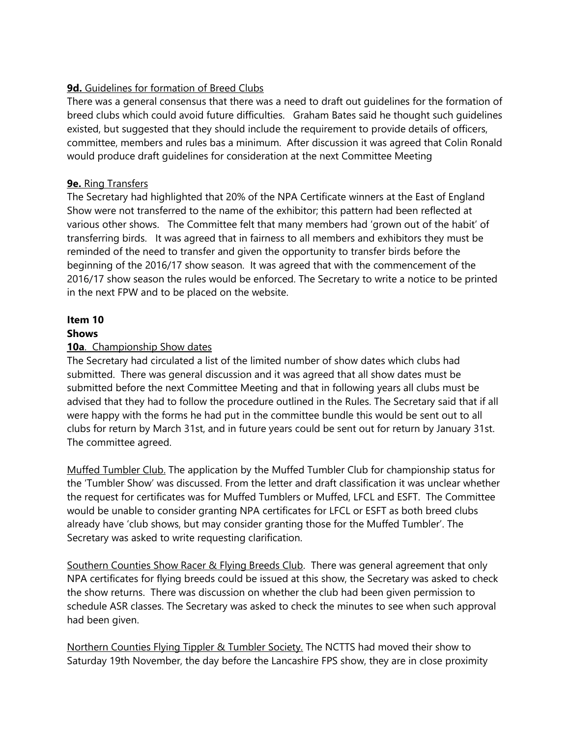**9d.** Guidelines for formation of Breed Clubs

There was a general consensus that there was a need to draft out guidelines for the formation of breed clubs which could avoid future difficulties. Graham Bates said he thought such guidelines existed, but suggested that they should include the requirement to provide details of officers, committee, members and rules bas a minimum. After discussion it was agreed that Colin Ronald would produce draft guidelines for consideration at the next Committee Meeting

**9e.** Ring Transfers

The Secretary had highlighted that 20% of the NPA Certificate winners at the East of England Show were not transferred to the name of the exhibitor; this pattern had been reflected at various other shows. The Committee felt that many members had 'grown out of the habit' of transferring birds. It was agreed that in fairness to all members and exhibitors they must be reminded of the need to transfer and given the opportunity to transfer birds before the beginning of the 2016/17 show season. It was agreed that with the commencement of the 2016/17 show season the rules would be enforced. The Secretary to write a notice to be printed in the next FPW and to be placed on the website.

**Item 10**

**Shows**

**10a**. Championship Show dates

The Secretary had circulated a list of the limited number of show dates which clubs had submitted. There was general discussion and it was agreed that all show dates must be submitted before the next Committee Meeting and that in following years all clubs must be advised that they had to follow the procedure outlined in the Rules. The Secretary said that if all were happy with the forms he had put in the committee bundle this would be sent out to all clubs for return by March 31st, and in future years could be sent out for return by January 31st. The committee agreed.

Muffed Tumbler Club. The application by the Muffed Tumbler Club for championship status for the 'Tumbler Show' was discussed. From the letter and draft classification it was unclear whether the request for certificates was for Muffed Tumblers or Muffed, LFCL and ESFT. The Committee would be unable to consider granting NPA certificates for LFCL or ESFT as both breed clubs already have 'club shows, but may consider granting those for the Muffed Tumbler'. The Secretary was asked to write requesting clarification.

Southern Counties Show Racer & Flying Breeds Club. There was general agreement that only NPA certificates for flying breeds could be issued at this show, the Secretary was asked to check the show returns. There was discussion on whether the club had been given permission to schedule ASR classes. The Secretary was asked to check the minutes to see when such approval had been given.

Northern Counties Flying Tippler & Tumbler Society. The NCTTS had moved their show to Saturday 19th November, the day before the Lancashire FPS show, they are in close proximity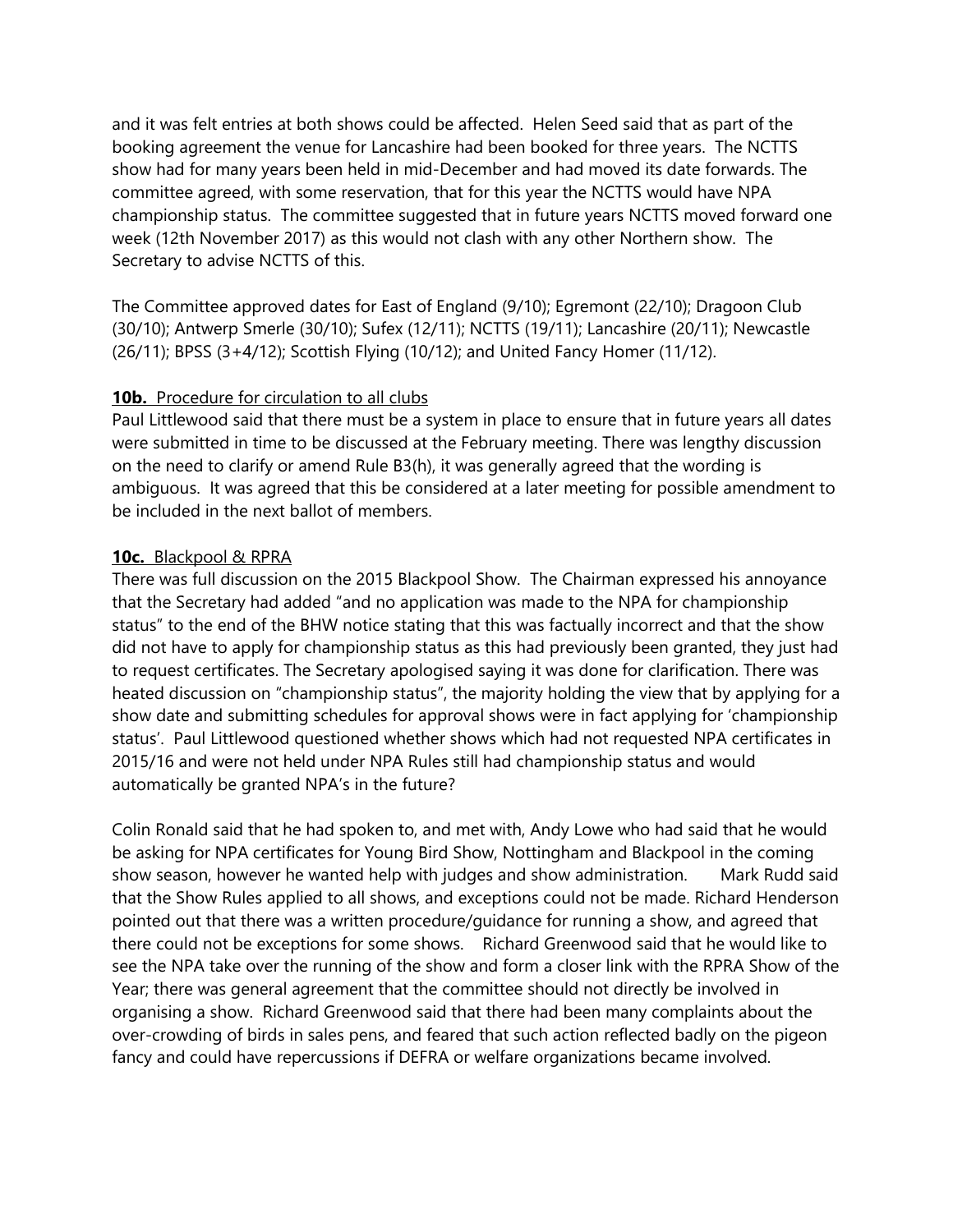and it was felt entries at both shows could be affected. Helen Seed said that as part of the booking agreement the venue for Lancashire had been booked for three years. The NCTTS show had for many years been held in mid-December and had moved its date forwards. The committee agreed, with some reservation, that for this year the NCTTS would have NPA championship status. The committee suggested that in future years NCTTS moved forward one week (12th November 2017) as this would not clash with any other Northern show. The Secretary to advise NCTTS of this.

The Committee approved dates for East of England (9/10); Egremont (22/10); Dragoon Club (30/10); Antwerp Smerle (30/10); Sufex (12/11); NCTTS (19/11); Lancashire (20/11); Newcastle (26/11); BPSS (3+4/12); Scottish Flying (10/12); and United Fancy Homer (11/12).

**10b.** Procedure for circulation to all clubs

Paul Littlewood said that there must be a system in place to ensure that in future years all dates were submitted in time to be discussed at the February meeting. There was lengthy discussion on the need to clarify or amend Rule B3(h), it was generally agreed that the wording is ambiguous. It was agreed that this be considered at a later meeting for possible amendment to be included in the next ballot of members.

**10c.** Blackpool & RPRA

There was full discussion on the 2015 Blackpool Show. The Chairman expressed his annoyance that the Secretary had added "and no application was made to the NPA for championship status" to the end of the BHW notice stating that this was factually incorrect and that the show did not have to apply for championship status as this had previously been granted, they just had to request certificates. The Secretary apologised saying it was done for clarification. There was heated discussion on "championship status", the majority holding the view that by applying for a show date and submitting schedules for approval shows were in fact applying for 'championship status'. Paul Littlewood questioned whether shows which had not requested NPA certificates in 2015/16 and were not held under NPA Rules still had championship status and would automatically be granted NPA's in the future?

Colin Ronald said that he had spoken to, and met with, Andy Lowe who had said that he would be asking for NPA certificates for Young Bird Show, Nottingham and Blackpool in the coming show season, however he wanted help with judges and show administration. Mark Rudd said that the Show Rules applied to all shows, and exceptions could not be made. Richard Henderson pointed out that there was a written procedure/guidance for running a show, and agreed that there could not be exceptions for some shows. Richard Greenwood said that he would like to see the NPA take over the running of the show and form a closer link with the RPRA Show of the Year; there was general agreement that the committee should not directly be involved in organising a show. Richard Greenwood said that there had been many complaints about the over-crowding of birds in sales pens, and feared that such action reflected badly on the pigeon fancy and could have repercussions if DEFRA or welfare organizations became involved.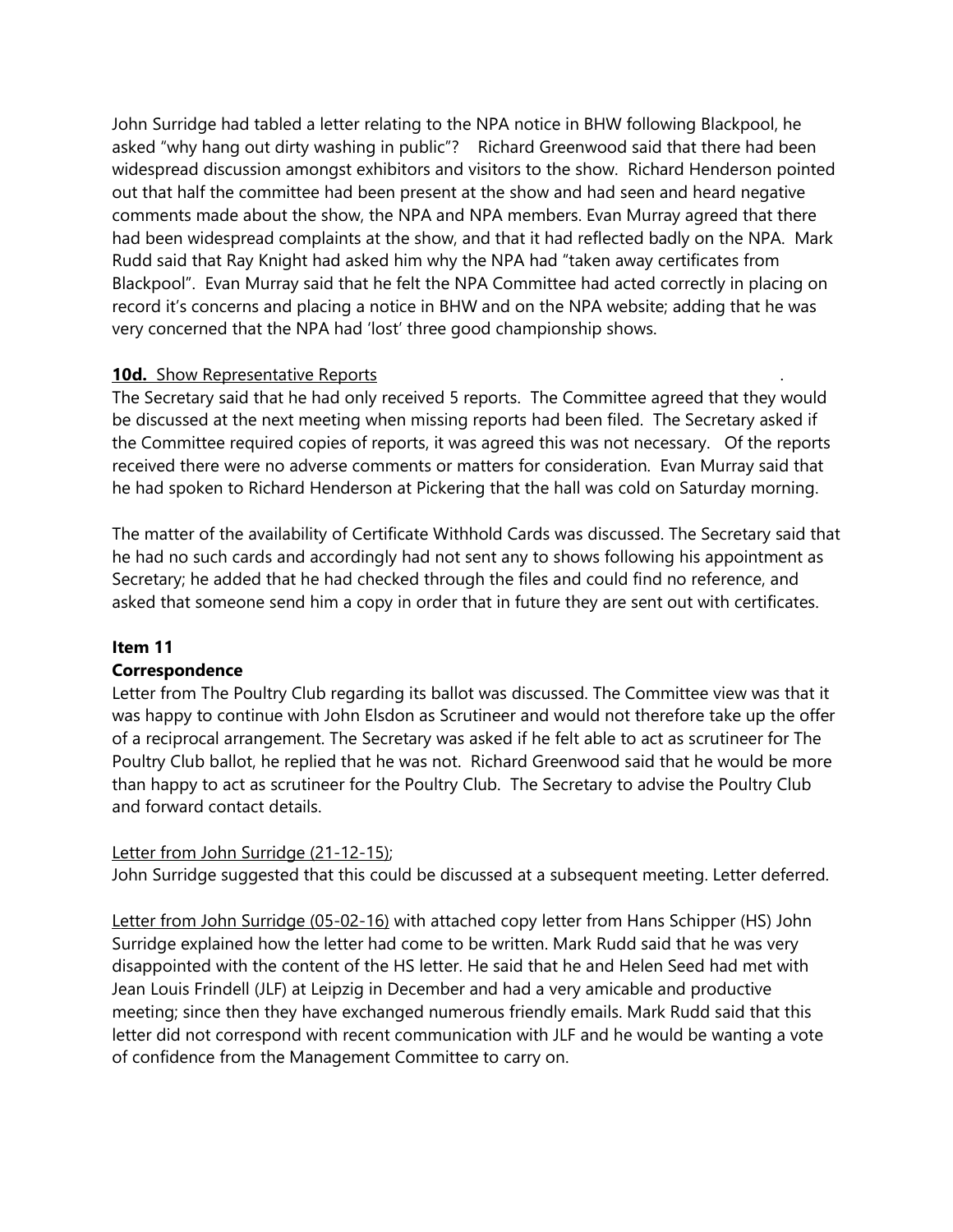John Surridge had tabled a letter relating to the NPA notice in BHW following Blackpool, he asked "why hang out dirty washing in public"? Richard Greenwood said that there had been widespread discussion amongst exhibitors and visitors to the show. Richard Henderson pointed out that half the committee had been present at the show and had seen and heard negative comments made about the show, the NPA and NPA members. Evan Murray agreed that there had been widespread complaints at the show, and that it had reflected badly on the NPA. Mark Rudd said that Ray Knight had asked him why the NPA had "taken away certificates from Blackpool". Evan Murray said that he felt the NPA Committee had acted correctly in placing on record it's concerns and placing a notice in BHW and on the NPA website; adding that he was very concerned that the NPA had 'lost' three good championship shows.

**10d.** Show Representative Reports

The Secretary said that he had only received 5 reports. The Committee agreed that they would be discussed at the next meeting when missing reports had been filed. The Secretary asked if the Committee required copies of reports, it was agreed this was not necessary. Of the reports received there were no adverse comments or matters for consideration. Evan Murray said that he had spoken to Richard Henderson at Pickering that the hall was cold on Saturday morning.

The matter of the availability of Certificate Withhold Cards was discussed. The Secretary said that he had no such cards and accordingly had not sent any to shows following his appointment as Secretary; he added that he had checked through the files and could find no reference, and asked that someone send him a copy in order that in future they are sent out with certificates.

**Item 11**

**Correspondence**

Letter from The Poultry Club regarding its ballot was discussed. The Committee view was that it was happy to continue with John Elsdon as Scrutineer and would not therefore take up the offer of a reciprocal arrangement. The Secretary was asked if he felt able to act as scrutineer for The Poultry Club ballot, he replied that he was not. Richard Greenwood said that he would be more than happy to act as scrutineer for the Poultry Club. The Secretary to advise the Poultry Club and forward contact details.

Letter from John Surridge (21-12-15);

John Surridge suggested that this could be discussed at a subsequent meeting. Letter deferred.

Letter from John Surridge (05-02-16) with attached copy letter from Hans Schipper (HS) John Surridge explained how the letter had come to be written. Mark Rudd said that he was very disappointed with the content of the HS letter. He said that he and Helen Seed had met with Jean Louis Frindell (JLF) at Leipzig in December and had a very amicable and productive meeting; since then they have exchanged numerous friendly emails. Mark Rudd said that this letter did not correspond with recent communication with JLF and he would be wanting a vote of confidence from the Management Committee to carry on.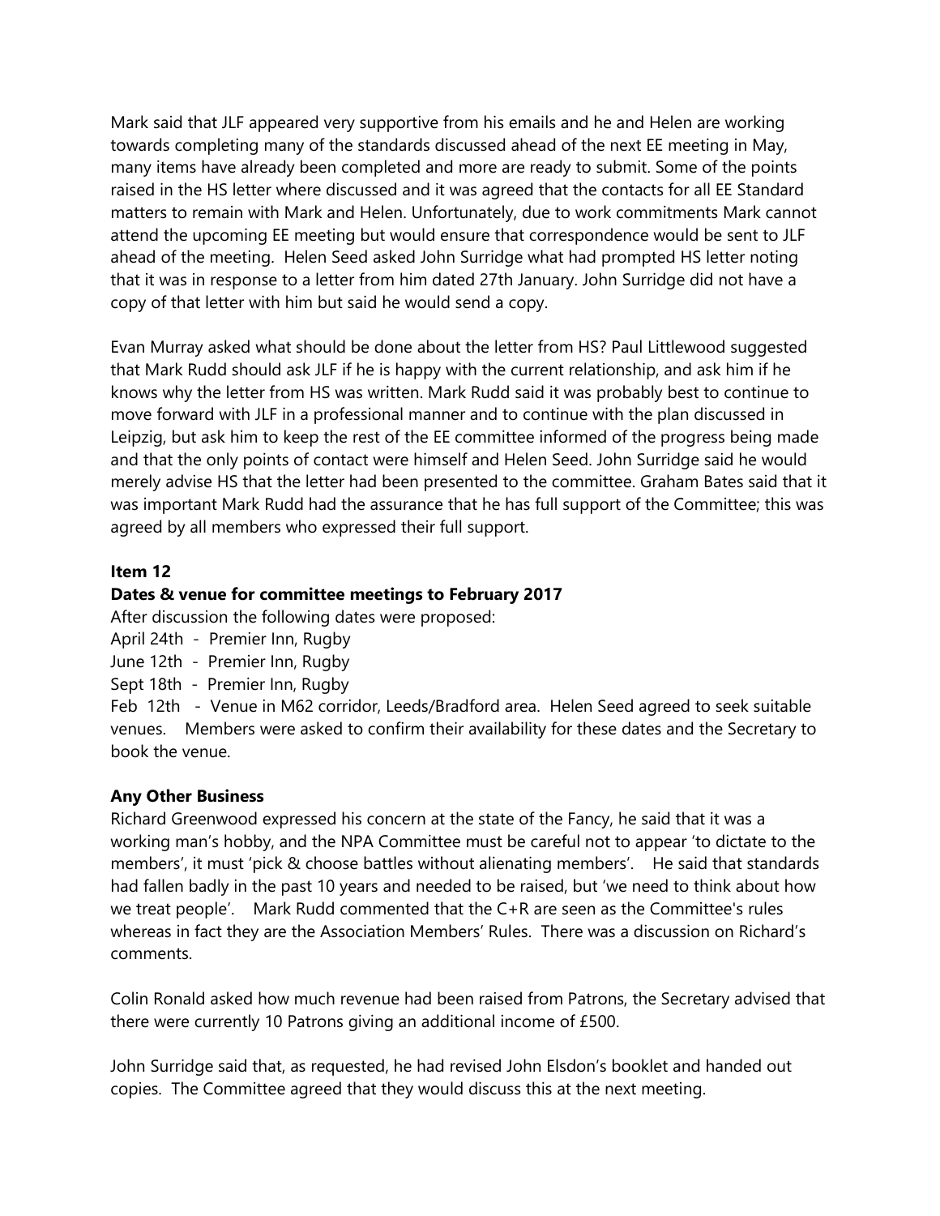Mark said that JLF appeared very supportive from his emails and he and Helen are working towards completing many of the standards discussed ahead of the next EE meeting in May, many items have already been completed and more are ready to submit. Some of the points raised in the HS letter where discussed and it was agreed that the contacts for all EE Standard matters to remain with Mark and Helen. Unfortunately, due to work commitments Mark cannot attend the upcoming EE meeting but would ensure that correspondence would be sent to JLF ahead of the meeting. Helen Seed asked John Surridge what had prompted HS letter noting that it was in response to a letter from him dated 27th January. John Surridge did not have a copy of that letter with him but said he would send a copy.

Evan Murray asked what should be done about the letter from HS? Paul Littlewood suggested that Mark Rudd should ask JLF if he is happy with the current relationship, and ask him if he knows why the letter from HS was written. Mark Rudd said it was probably best to continue to move forward with JLF in a professional manner and to continue with the plan discussed in Leipzig, but ask him to keep the rest of the EE committee informed of the progress being made and that the only points of contact were himself and Helen Seed. John Surridge said he would merely advise HS that the letter had been presented to the committee. Graham Bates said that it was important Mark Rudd had the assurance that he has full support of the Committee; this was agreed by all members who expressed their full support.

**Item 12**

**Dates & venue for committee meetings to February 2017**

After discussion the following dates were proposed:
April 24th - Premier Inn, Rugby
June 12th - Premier Inn, Rugby
Sept 18th - Premier Inn, Rugby
Feb 12th - Venue in M62 corridor, Leeds/Bradford area. Helen Seed agreed to seek suitable venues. Members were asked to confirm their availability for these dates and the Secretary to book the venue.

**Any Other Business**

Richard Greenwood expressed his concern at the state of the Fancy, he said that it was a working man's hobby, and the NPA Committee must be careful not to appear 'to dictate to the members', it must 'pick & choose battles without alienating members'. He said that standards had fallen badly in the past 10 years and needed to be raised, but 'we need to think about how we treat people'. Mark Rudd commented that the C+R are seen as the Committee's rules whereas in fact they are the Association Members' Rules. There was a discussion on Richard's comments.

Colin Ronald asked how much revenue had been raised from Patrons, the Secretary advised that there were currently 10 Patrons giving an additional income of £500.

John Surridge said that, as requested, he had revised John Elsdon's booklet and handed out copies. The Committee agreed that they would discuss this at the next meeting.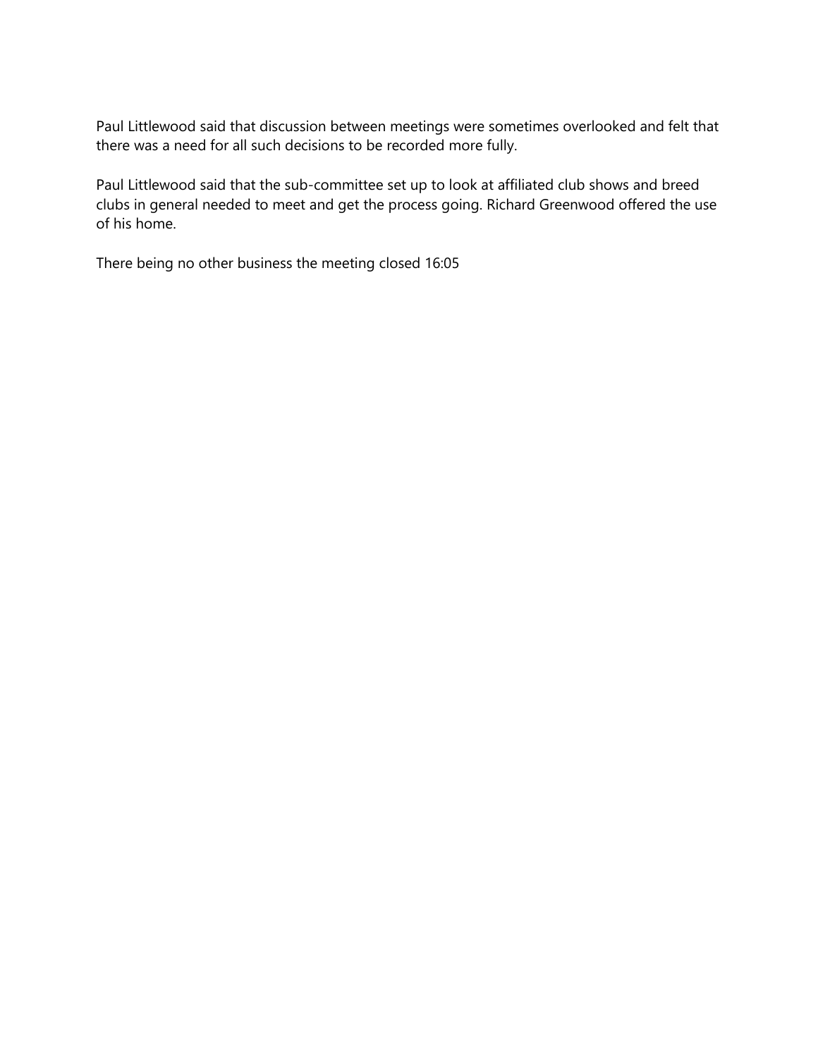Paul Littlewood said that discussion between meetings were sometimes overlooked and felt that there was a need for all such decisions to be recorded more fully.

Paul Littlewood said that the sub-committee set up to look at affiliated club shows and breed clubs in general needed to meet and get the process going. Richard Greenwood offered the use of his home.

There being no other business the meeting closed 16:05